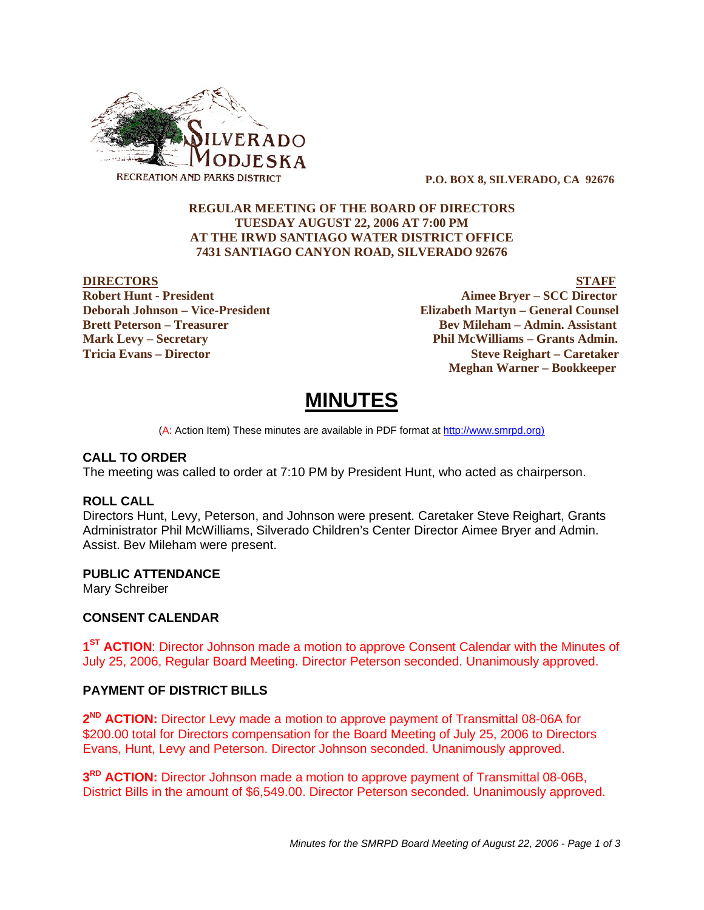SILVERADO MODJESKA
RECREATION AND PARKS DISTRICT

**P.O. BOX 8, SILVERADO, CA 92676**

**REGULAR MEETING OF THE BOARD OF DIRECTORS**
**TUESDAY AUGUST 22, 2006 AT 7:00 PM**
**AT THE IRWD SANTIAGO WATER DISTRICT OFFICE**
**7431 SANTIAGO CANYON ROAD, SILVERADO 92676**

| **DIRECTORS** | **STAFF** |
|---|---|
| **Robert Hunt - President** | **Aimee Bryer – SCC Director** |
| **Deborah Johnson – Vice-President** | **Elizabeth Martyn – General Counsel** |
| **Brett Peterson – Treasurer** | **Bev Mileham – Admin. Assistant** |
| **Mark Levy – Secretary** | **Phil McWilliams – Grants Admin.** |
| **Tricia Evans – Director** | **Steve Reighart – Caretaker** |
| | **Meghan Warner – Bookkeeper** |

# MINUTES

(A: Action Item) These minutes are available in PDF format at http://www.smrpd.org)

### CALL TO ORDER

The meeting was called to order at 7:10 PM by President Hunt, who acted as chairperson.

### ROLL CALL

Directors Hunt, Levy, Peterson, and Johnson were present. Caretaker Steve Reighart, Grants Administrator Phil McWilliams, Silverado Children's Center Director Aimee Bryer and Admin. Assist. Bev Mileham were present.

### PUBLIC ATTENDANCE

Mary Schreiber

### CONSENT CALENDAR

**1ST ACTION**: Director Johnson made a motion to approve Consent Calendar with the Minutes of July 25, 2006, Regular Board Meeting. Director Peterson seconded. Unanimously approved.

### PAYMENT OF DISTRICT BILLS

**2ND ACTION:** Director Levy made a motion to approve payment of Transmittal 08-06A for \$200.00 total for Directors compensation for the Board Meeting of July 25, 2006 to Directors Evans, Hunt, Levy and Peterson. Director Johnson seconded. Unanimously approved.

**3RD ACTION:** Director Johnson made a motion to approve payment of Transmittal 08-06B, District Bills in the amount of \$6,549.00. Director Peterson seconded. Unanimously approved.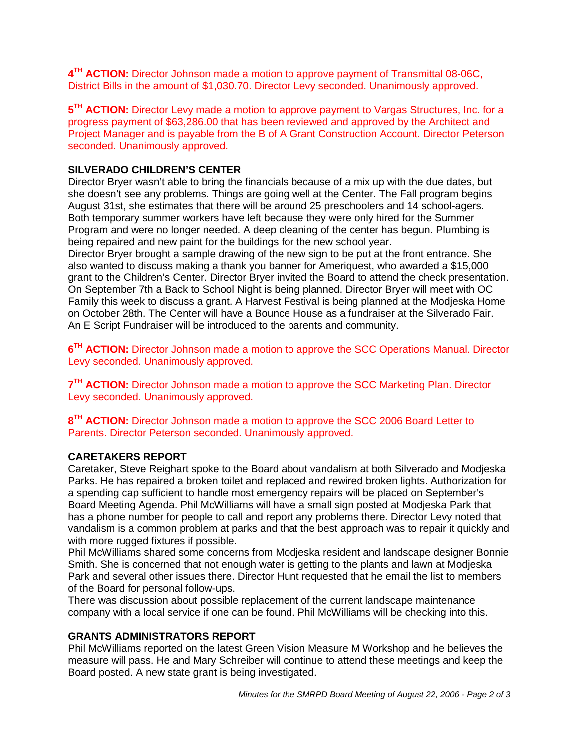**4TH ACTION:** Director Johnson made a motion to approve payment of Transmittal 08-06C, District Bills in the amount of $1,030.70. Director Levy seconded. Unanimously approved.

**5TH ACTION:** Director Levy made a motion to approve payment to Vargas Structures, Inc. for a progress payment of $63,286.00 that has been reviewed and approved by the Architect and Project Manager and is payable from the B of A Grant Construction Account. Director Peterson seconded. Unanimously approved.

**SILVERADO CHILDREN'S CENTER**

Director Bryer wasn't able to bring the financials because of a mix up with the due dates, but she doesn't see any problems. Things are going well at the Center. The Fall program begins August 31st, she estimates that there will be around 25 preschoolers and 14 school-agers. Both temporary summer workers have left because they were only hired for the Summer Program and were no longer needed. A deep cleaning of the center has begun. Plumbing is being repaired and new paint for the buildings for the new school year.

Director Bryer brought a sample drawing of the new sign to be put at the front entrance. She also wanted to discuss making a thank you banner for Ameriquest, who awarded a $15,000 grant to the Children's Center. Director Bryer invited the Board to attend the check presentation. On September 7th a Back to School Night is being planned. Director Bryer will meet with OC Family this week to discuss a grant. A Harvest Festival is being planned at the Modjeska Home on October 28th. The Center will have a Bounce House as a fundraiser at the Silverado Fair. An E Script Fundraiser will be introduced to the parents and community.

**6TH ACTION:** Director Johnson made a motion to approve the SCC Operations Manual. Director Levy seconded. Unanimously approved.

**7TH ACTION:** Director Johnson made a motion to approve the SCC Marketing Plan. Director Levy seconded. Unanimously approved.

**8TH ACTION:** Director Johnson made a motion to approve the SCC 2006 Board Letter to Parents. Director Peterson seconded. Unanimously approved.

**CARETAKERS REPORT**

Caretaker, Steve Reighart spoke to the Board about vandalism at both Silverado and Modjeska Parks. He has repaired a broken toilet and replaced and rewired broken lights. Authorization for a spending cap sufficient to handle most emergency repairs will be placed on September's Board Meeting Agenda. Phil McWilliams will have a small sign posted at Modjeska Park that has a phone number for people to call and report any problems there. Director Levy noted that vandalism is a common problem at parks and that the best approach was to repair it quickly and with more rugged fixtures if possible.

Phil McWilliams shared some concerns from Modjeska resident and landscape designer Bonnie Smith. She is concerned that not enough water is getting to the plants and lawn at Modjeska Park and several other issues there. Director Hunt requested that he email the list to members of the Board for personal follow-ups.

There was discussion about possible replacement of the current landscape maintenance company with a local service if one can be found. Phil McWilliams will be checking into this.

**GRANTS ADMINISTRATORS REPORT**

Phil McWilliams reported on the latest Green Vision Measure M Workshop and he believes the measure will pass. He and Mary Schreiber will continue to attend these meetings and keep the Board posted. A new state grant is being investigated.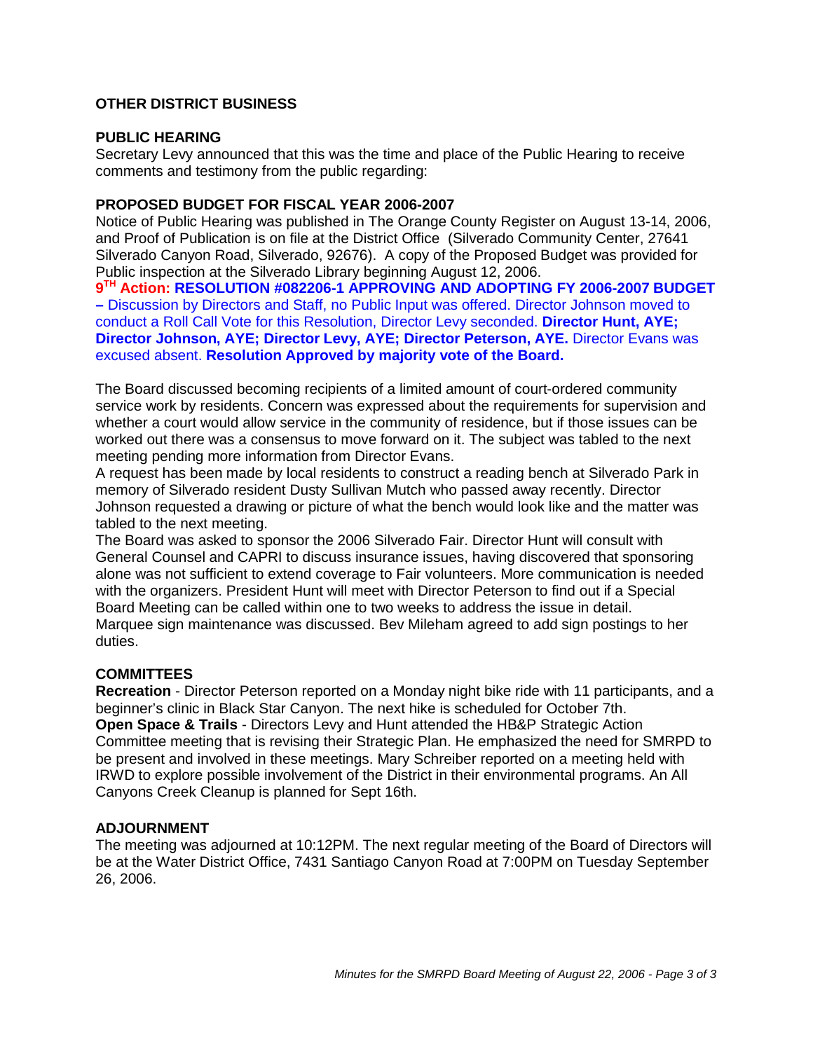**OTHER DISTRICT BUSINESS**

**PUBLIC HEARING**

Secretary Levy announced that this was the time and place of the Public Hearing to receive comments and testimony from the public regarding:

**PROPOSED BUDGET FOR FISCAL YEAR 2006-2007**

Notice of Public Hearing was published in The Orange County Register on August 13-14, 2006, and Proof of Publication is on file at the District Office (Silverado Community Center, 27641 Silverado Canyon Road, Silverado, 92676). A copy of the Proposed Budget was provided for Public inspection at the Silverado Library beginning August 12, 2006.

**9TH Action: RESOLUTION #082206-1 APPROVING AND ADOPTING FY 2006-2007 BUDGET –** Discussion by Directors and Staff, no Public Input was offered. Director Johnson moved to conduct a Roll Call Vote for this Resolution, Director Levy seconded. **Director Hunt, AYE; Director Johnson, AYE; Director Levy, AYE; Director Peterson, AYE.** Director Evans was excused absent. **Resolution Approved by majority vote of the Board.**

The Board discussed becoming recipients of a limited amount of court-ordered community service work by residents. Concern was expressed about the requirements for supervision and whether a court would allow service in the community of residence, but if those issues can be worked out there was a consensus to move forward on it. The subject was tabled to the next meeting pending more information from Director Evans.

A request has been made by local residents to construct a reading bench at Silverado Park in memory of Silverado resident Dusty Sullivan Mutch who passed away recently. Director Johnson requested a drawing or picture of what the bench would look like and the matter was tabled to the next meeting.

The Board was asked to sponsor the 2006 Silverado Fair. Director Hunt will consult with General Counsel and CAPRI to discuss insurance issues, having discovered that sponsoring alone was not sufficient to extend coverage to Fair volunteers. More communication is needed with the organizers. President Hunt will meet with Director Peterson to find out if a Special Board Meeting can be called within one to two weeks to address the issue in detail.

Marquee sign maintenance was discussed. Bev Mileham agreed to add sign postings to her duties.

**COMMITTEES**

**Recreation** - Director Peterson reported on a Monday night bike ride with 11 participants, and a beginner's clinic in Black Star Canyon. The next hike is scheduled for October 7th.

**Open Space & Trails** - Directors Levy and Hunt attended the HB&P Strategic Action Committee meeting that is revising their Strategic Plan. He emphasized the need for SMRPD to be present and involved in these meetings. Mary Schreiber reported on a meeting held with IRWD to explore possible involvement of the District in their environmental programs. An All Canyons Creek Cleanup is planned for Sept 16th.

**ADJOURNMENT**

The meeting was adjourned at 10:12PM. The next regular meeting of the Board of Directors will be at the Water District Office, 7431 Santiago Canyon Road at 7:00PM on Tuesday September 26, 2006.